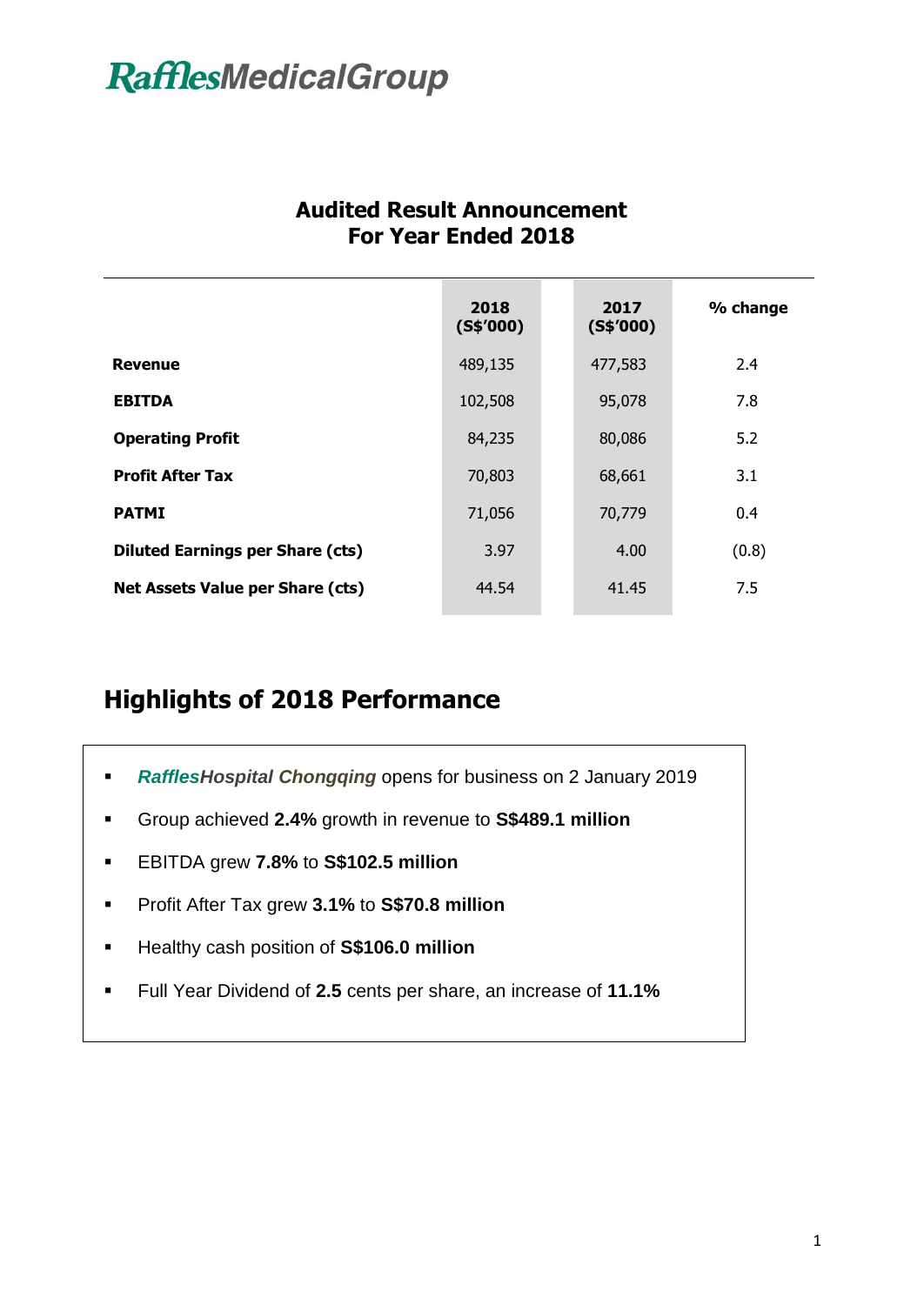# RafflesMedicalGroup

## Audited Result Announcement
## For Year Ended 2018

| | 2018 (S$'000) | 2017 (S$'000) | % change |
|---|---|---|---|
| **Revenue** | 489,135 | 477,583 | 2.4 |
| **EBITDA** | 102,508 | 95,078 | 7.8 |
| **Operating Profit** | 84,235 | 80,086 | 5.2 |
| **Profit After Tax** | 70,803 | 68,661 | 3.1 |
| **PATMI** | 71,056 | 70,779 | 0.4 |
| **Diluted Earnings per Share (cts)** | 3.97 | 4.00 | (0.8) |
| **Net Assets Value per Share (cts)** | 44.54 | 41.45 | 7.5 |

## Highlights of 2018 Performance

- ***RafflesHospital Chongqing*** opens for business on 2 January 2019
- Group achieved **2.4%** growth in revenue to **S$489.1 million**
- EBITDA grew **7.8%** to **S$102.5 million**
- Profit After Tax grew **3.1%** to **S$70.8 million**
- Healthy cash position of **S$106.0 million**
- Full Year Dividend of **2.5** cents per share, an increase of **11.1%**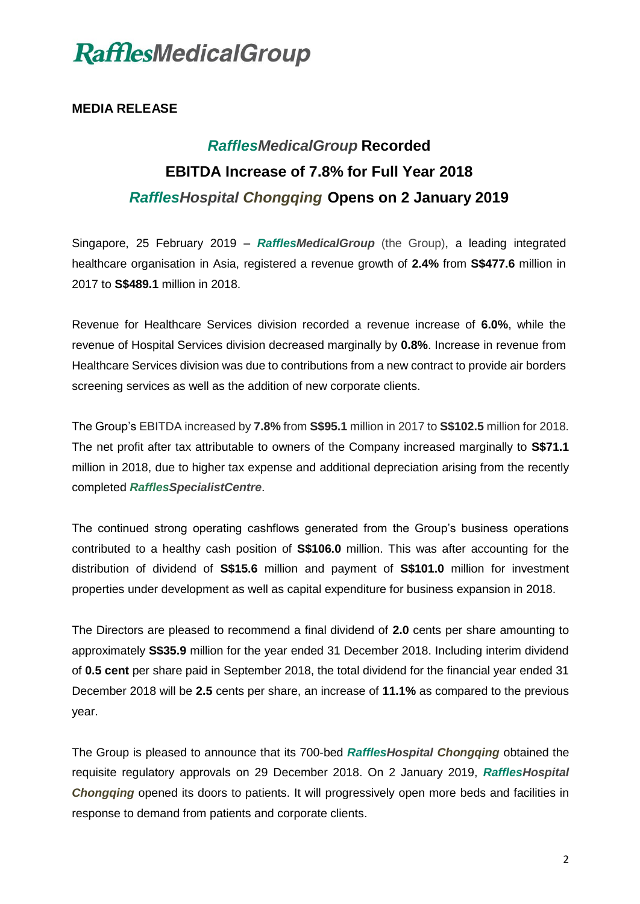# *RafflesMedicalGroup*

**MEDIA RELEASE**

## *RafflesMedicalGroup* Recorded EBITDA Increase of 7.8% for Full Year 2018 *RafflesHospital Chongqing* Opens on 2 January 2019

Singapore, 25 February 2019 – ***RafflesMedicalGroup*** (the Group), a leading integrated healthcare organisation in Asia, registered a revenue growth of **2.4%** from **S$477.6** million in 2017 to **S$489.1** million in 2018.

Revenue for Healthcare Services division recorded a revenue increase of **6.0%**, while the revenue of Hospital Services division decreased marginally by **0.8%**. Increase in revenue from Healthcare Services division was due to contributions from a new contract to provide air borders screening services as well as the addition of new corporate clients.

The Group's EBITDA increased by **7.8%** from **S$95.1** million in 2017 to **S$102.5** million for 2018. The net profit after tax attributable to owners of the Company increased marginally to **S$71.1** million in 2018, due to higher tax expense and additional depreciation arising from the recently completed ***RafflesSpecialistCentre***.

The continued strong operating cashflows generated from the Group's business operations contributed to a healthy cash position of **S$106.0** million. This was after accounting for the distribution of dividend of **S$15.6** million and payment of **S$101.0** million for investment properties under development as well as capital expenditure for business expansion in 2018.

The Directors are pleased to recommend a final dividend of **2.0** cents per share amounting to approximately **S$35.9** million for the year ended 31 December 2018. Including interim dividend of **0.5 cent** per share paid in September 2018, the total dividend for the financial year ended 31 December 2018 will be **2.5** cents per share, an increase of **11.1%** as compared to the previous year.

The Group is pleased to announce that its 700-bed ***RafflesHospital Chongqing*** obtained the requisite regulatory approvals on 29 December 2018. On 2 January 2019, ***RafflesHospital Chongqing*** opened its doors to patients. It will progressively open more beds and facilities in response to demand from patients and corporate clients.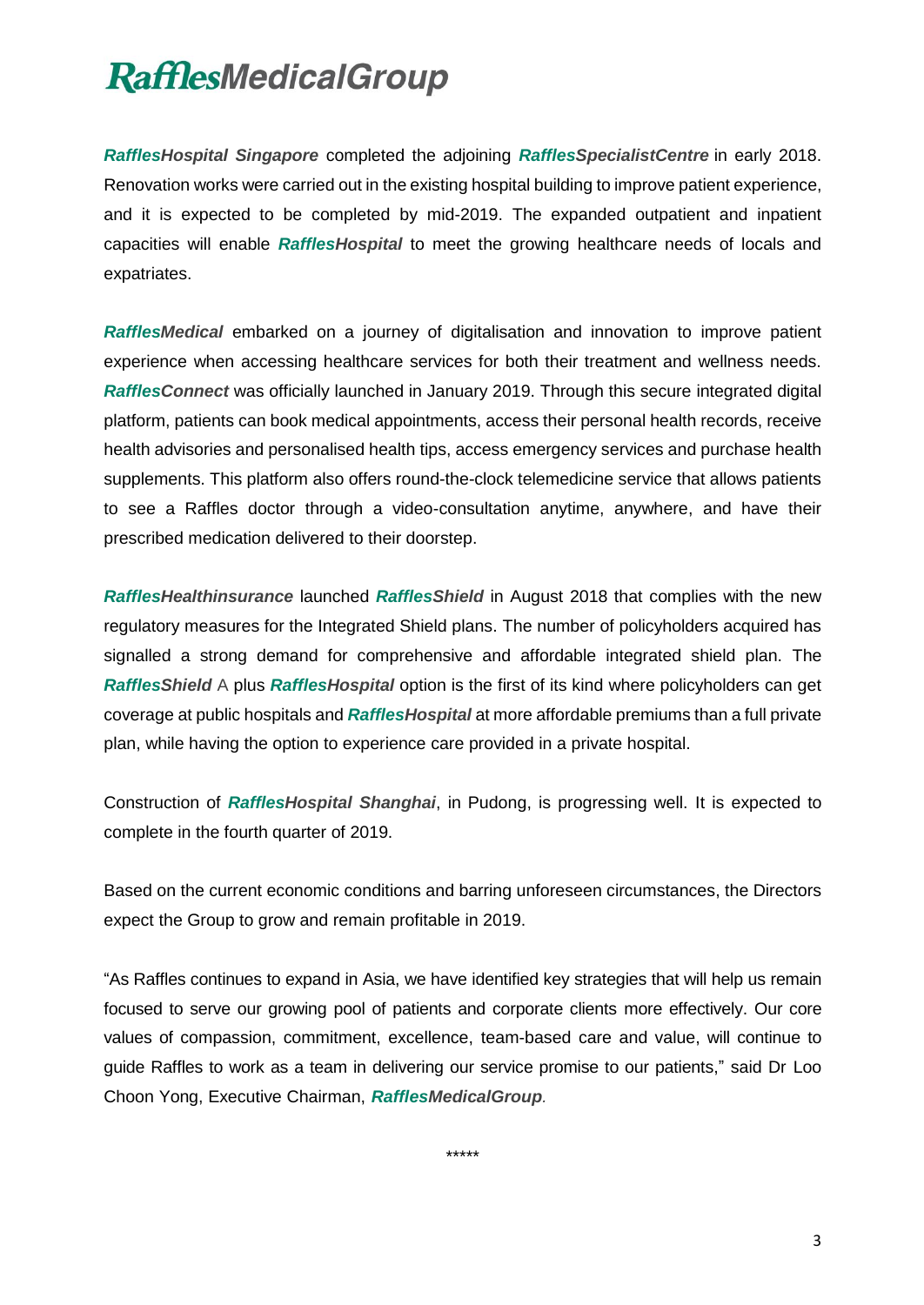***RafflesHospital Singapore*** completed the adjoining ***RafflesSpecialistCentre*** in early 2018. Renovation works were carried out in the existing hospital building to improve patient experience, and it is expected to be completed by mid-2019. The expanded outpatient and inpatient capacities will enable ***RafflesHospital*** to meet the growing healthcare needs of locals and expatriates.

***RafflesMedical*** embarked on a journey of digitalisation and innovation to improve patient experience when accessing healthcare services for both their treatment and wellness needs. ***RafflesConnect*** was officially launched in January 2019. Through this secure integrated digital platform, patients can book medical appointments, access their personal health records, receive health advisories and personalised health tips, access emergency services and purchase health supplements. This platform also offers round-the-clock telemedicine service that allows patients to see a Raffles doctor through a video-consultation anytime, anywhere, and have their prescribed medication delivered to their doorstep.

***RafflesHealthinsurance*** launched ***RafflesShield*** in August 2018 that complies with the new regulatory measures for the Integrated Shield plans. The number of policyholders acquired has signalled a strong demand for comprehensive and affordable integrated shield plan. The ***RafflesShield*** A plus ***RafflesHospital*** option is the first of its kind where policyholders can get coverage at public hospitals and ***RafflesHospital*** at more affordable premiums than a full private plan, while having the option to experience care provided in a private hospital.

Construction of ***RafflesHospital Shanghai***, in Pudong, is progressing well. It is expected to complete in the fourth quarter of 2019.

Based on the current economic conditions and barring unforeseen circumstances, the Directors expect the Group to grow and remain profitable in 2019.

"As Raffles continues to expand in Asia, we have identified key strategies that will help us remain focused to serve our growing pool of patients and corporate clients more effectively. Our core values of compassion, commitment, excellence, team-based care and value, will continue to guide Raffles to work as a team in delivering our service promise to our patients," said Dr Loo Choon Yong, Executive Chairman, ***RafflesMedicalGroup***.

*****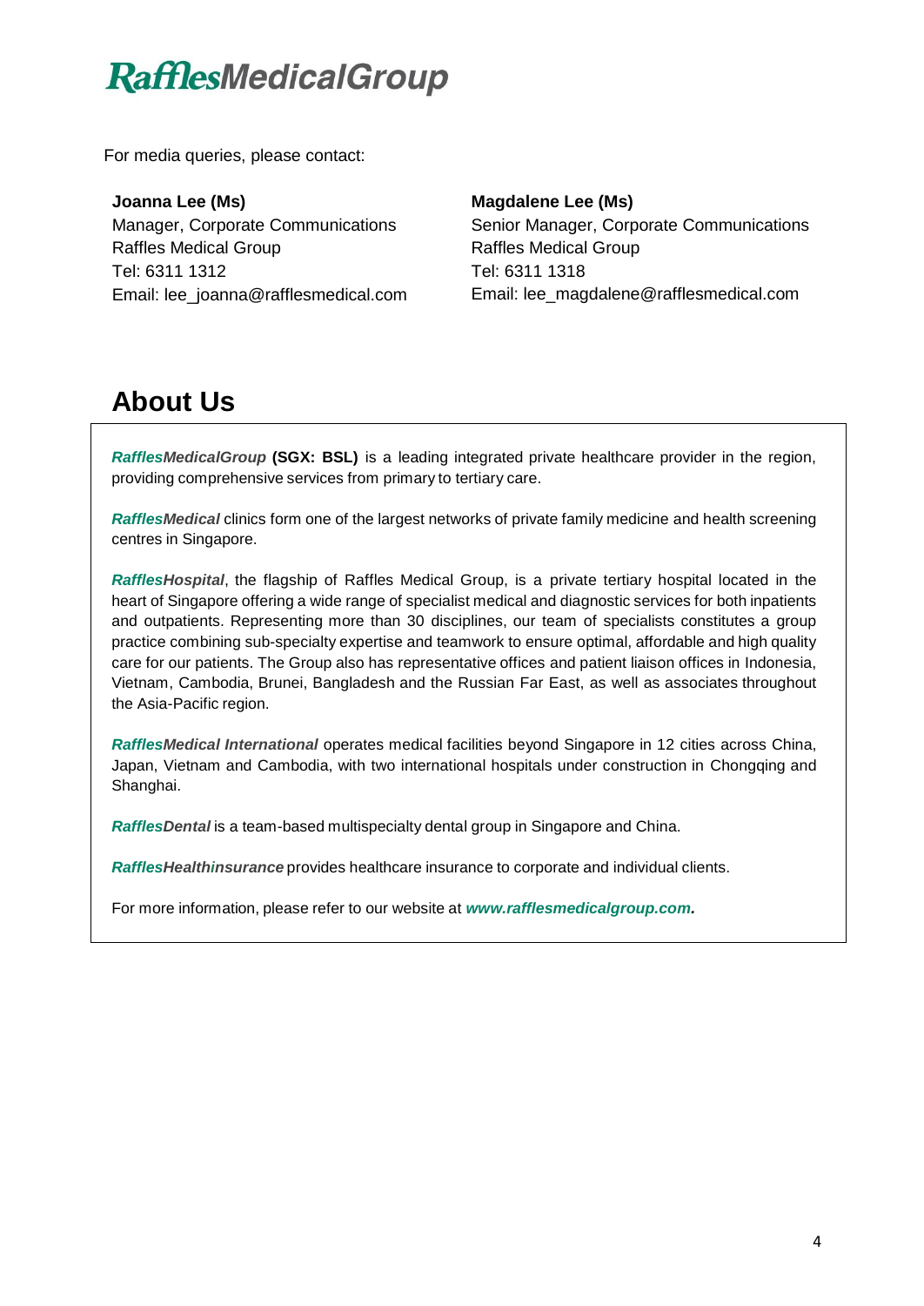**RafflesMedicalGroup**

For media queries, please contact:

**Joanna Lee (Ms)**
Manager, Corporate Communications
Raffles Medical Group
Tel: 6311 1312
Email: lee_joanna@rafflesmedical.com

**Magdalene Lee (Ms)**
Senior Manager, Corporate Communications
Raffles Medical Group
Tel: 6311 1318
Email: lee_magdalene@rafflesmedical.com

## About Us

***RafflesMedicalGroup*** **(SGX: BSL)** is a leading integrated private healthcare provider in the region, providing comprehensive services from primary to tertiary care.

***RafflesMedical*** clinics form one of the largest networks of private family medicine and health screening centres in Singapore.

***RafflesHospital***, the flagship of Raffles Medical Group, is a private tertiary hospital located in the heart of Singapore offering a wide range of specialist medical and diagnostic services for both inpatients and outpatients. Representing more than 30 disciplines, our team of specialists constitutes a group practice combining sub-specialty expertise and teamwork to ensure optimal, affordable and high quality care for our patients. The Group also has representative offices and patient liaison offices in Indonesia, Vietnam, Cambodia, Brunei, Bangladesh and the Russian Far East, as well as associates throughout the Asia-Pacific region.

***RafflesMedical International*** operates medical facilities beyond Singapore in 12 cities across China, Japan, Vietnam and Cambodia, with two international hospitals under construction in Chongqing and Shanghai.

***RafflesDental*** is a team-based multispecialty dental group in Singapore and China.

***RafflesHealthinsurance*** provides healthcare insurance to corporate and individual clients.

For more information, please refer to our website at ***www.rafflesmedicalgroup.com.***